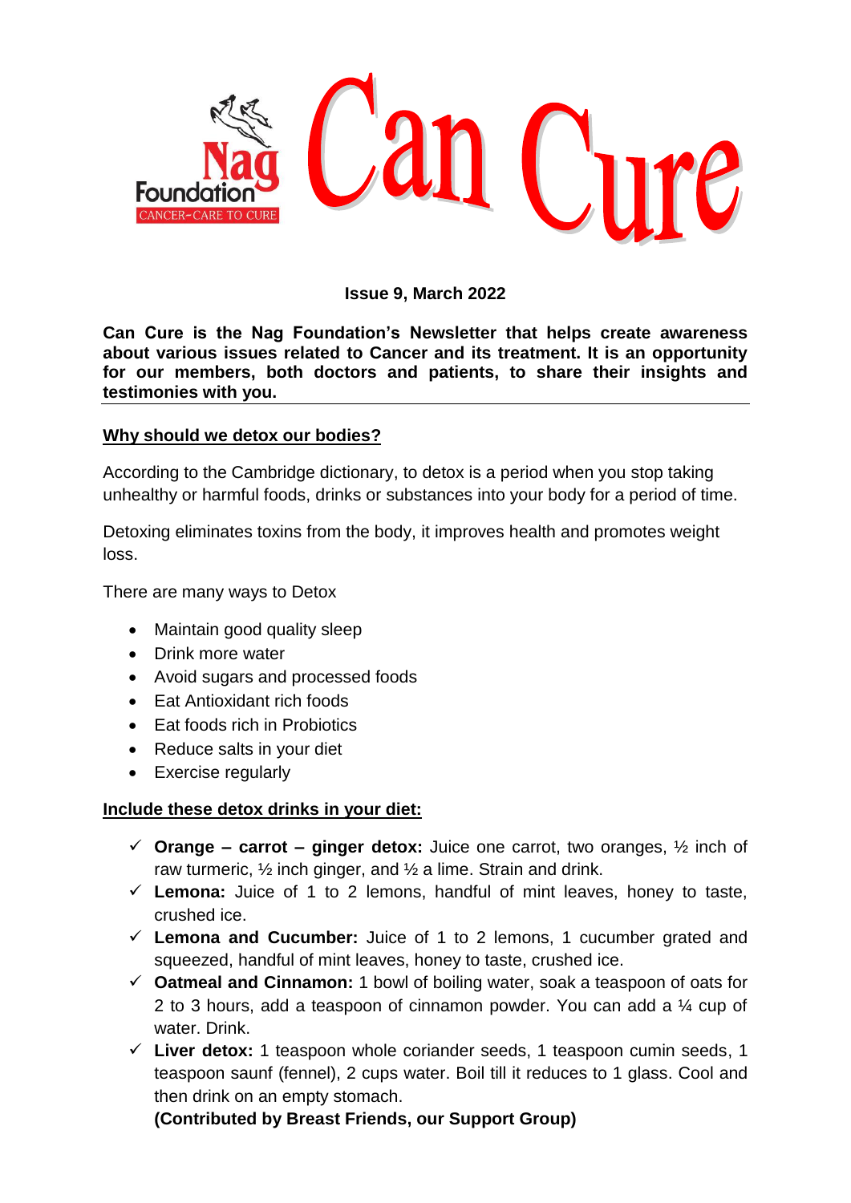# Can Cure

Nag Foundation

CANCER-CARE TO CURE

**Issue 9, March 2022**

**Can Cure is the Nag Foundation's Newsletter that helps create awareness about various issues related to Cancer and its treatment. It is an opportunity for our members, both doctors and patients, to share their insights and testimonies with you.**

## Why should we detox our bodies?

According to the Cambridge dictionary, to detox is a period when you stop taking unhealthy or harmful foods, drinks or substances into your body for a period of time.

Detoxing eliminates toxins from the body, it improves health and promotes weight loss.

There are many ways to Detox

- Maintain good quality sleep
- Drink more water
- Avoid sugars and processed foods
- Eat Antioxidant rich foods
- Eat foods rich in Probiotics
- Reduce salts in your diet
- Exercise regularly

## Include these detox drinks in your diet:

- ✓ **Orange – carrot – ginger detox:** Juice one carrot, two oranges, ½ inch of raw turmeric, ½ inch ginger, and ½ a lime. Strain and drink.
- ✓ **Lemona:** Juice of 1 to 2 lemons, handful of mint leaves, honey to taste, crushed ice.
- ✓ **Lemona and Cucumber:** Juice of 1 to 2 lemons, 1 cucumber grated and squeezed, handful of mint leaves, honey to taste, crushed ice.
- ✓ **Oatmeal and Cinnamon:** 1 bowl of boiling water, soak a teaspoon of oats for 2 to 3 hours, add a teaspoon of cinnamon powder. You can add a ¼ cup of water. Drink.
- ✓ **Liver detox:** 1 teaspoon whole coriander seeds, 1 teaspoon cumin seeds, 1 teaspoon saunf (fennel), 2 cups water. Boil till it reduces to 1 glass. Cool and then drink on an empty stomach.

  **(Contributed by Breast Friends, our Support Group)**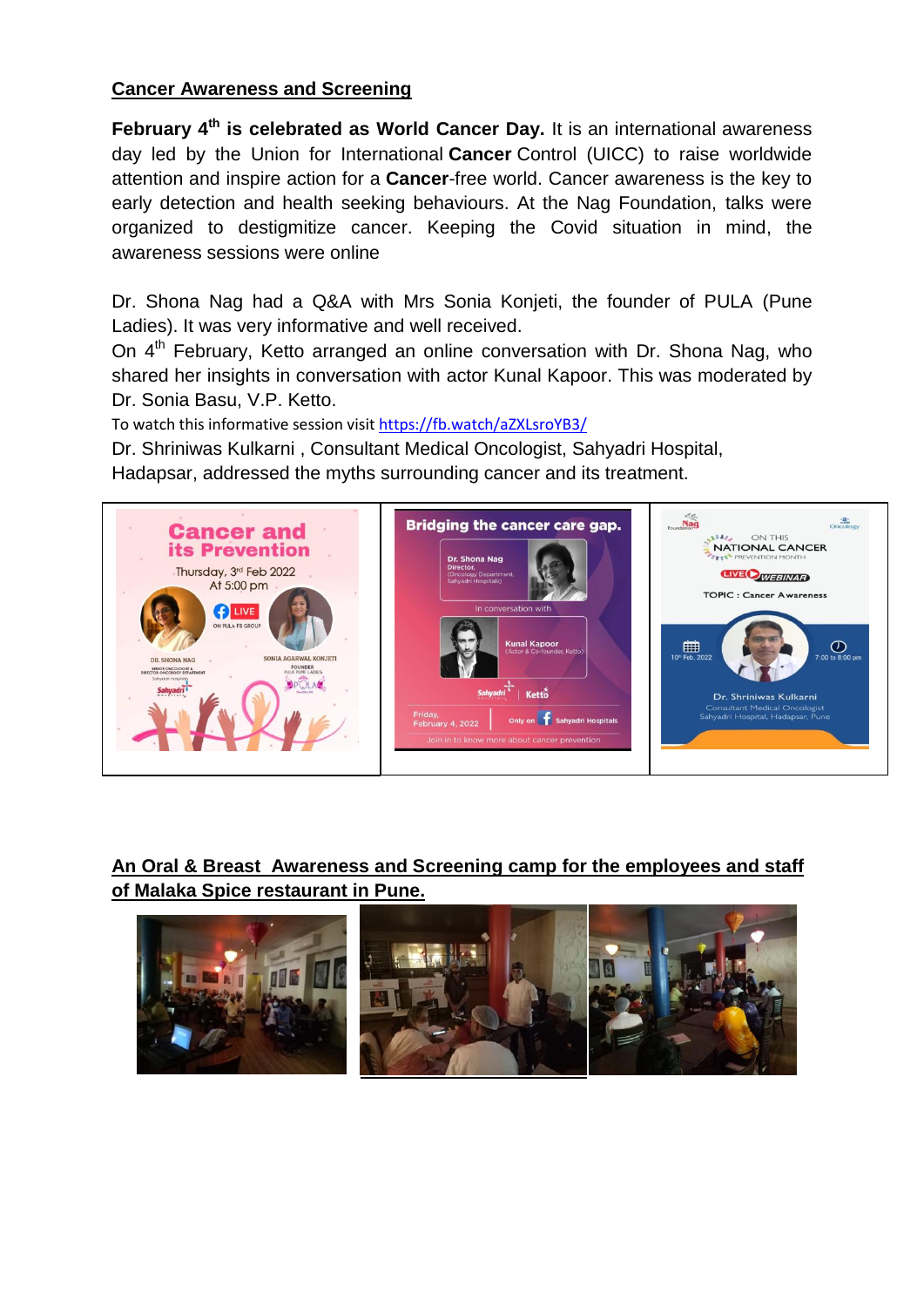## Cancer Awareness and Screening

**February 4th is celebrated as World Cancer Day.** It is an international awareness day led by the Union for International **Cancer** Control (UICC) to raise worldwide attention and inspire action for a **Cancer**-free world. Cancer awareness is the key to early detection and health seeking behaviours. At the Nag Foundation, talks were organized to destigmitize cancer. Keeping the Covid situation in mind, the awareness sessions were online

Dr. Shona Nag had a Q&A with Mrs Sonia Konjeti, the founder of PULA (Pune Ladies). It was very informative and well received.

On 4th February, Ketto arranged an online conversation with Dr. Shona Nag, who shared her insights in conversation with actor Kunal Kapoor. This was moderated by Dr. Sonia Basu, V.P. Ketto.

To watch this informative session visit https://fb.watch/aZXLsroYB3/

Dr. Shriniwas Kulkarni , Consultant Medical Oncologist, Sahyadri Hospital, Hadapsar, addressed the myths surrounding cancer and its treatment.

## An Oral & Breast Awareness and Screening camp for the employees and staff of Malaka Spice restaurant in Pune.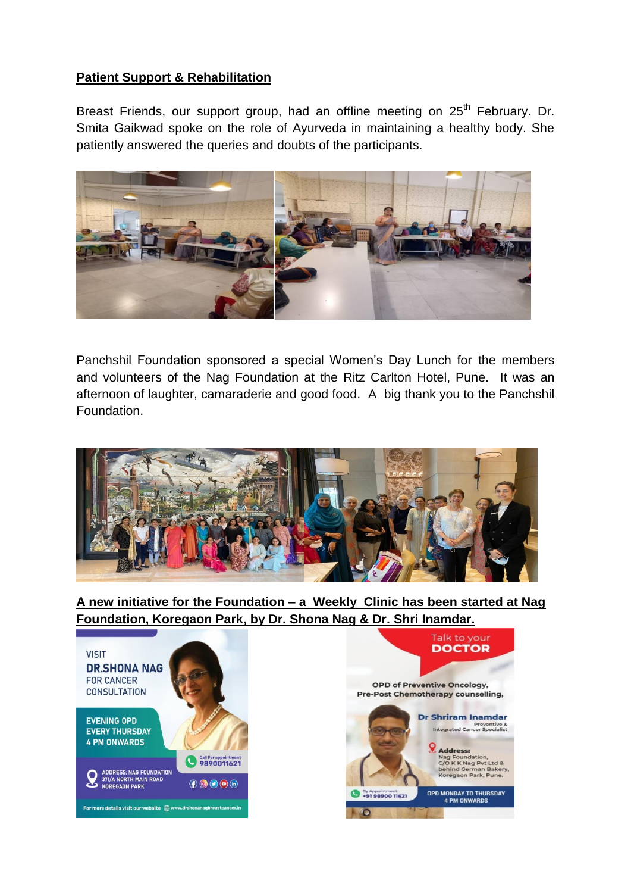## Patient Support & Rehabilitation

Breast Friends, our support group, had an offline meeting on 25th February. Dr. Smita Gaikwad spoke on the role of Ayurveda in maintaining a healthy body. She patiently answered the queries and doubts of the participants.

Panchshil Foundation sponsored a special Women's Day Lunch for the members and volunteers of the Nag Foundation at the Ritz Carlton Hotel, Pune. It was an afternoon of laughter, camaraderie and good food. A big thank you to the Panchshil Foundation.

## A new initiative for the Foundation – a Weekly Clinic has been started at Nag Foundation, Koregaon Park, by Dr. Shona Nag & Dr. Shri Inamdar.

VISIT
DR.SHONA NAG
FOR CANCER CONSULTATION

EVENING OPD
EVERY THURSDAY
4 PM ONWARDS

Call For appointment 9890011621

ADDRESS: NAG FOUNDATION 371/A NORTH MAIN ROAD KOREGAON PARK

For more details visit our website www.drshonanagbreastcancer.in

Talk to your DOCTOR

OPD of Preventive Oncology, Pre-Post Chemotherapy counselling,

Dr Shriram Inamdar
Preventive & Integrated Cancer Specialist

Address:
Nag Foundation, C/O K K Nag Pvt Ltd & behind German Bakery, Koregaon Park, Pune.

By Appointment: +91 98900 11621

OPD MONDAY TO THURSDAY 4 PM ONWARDS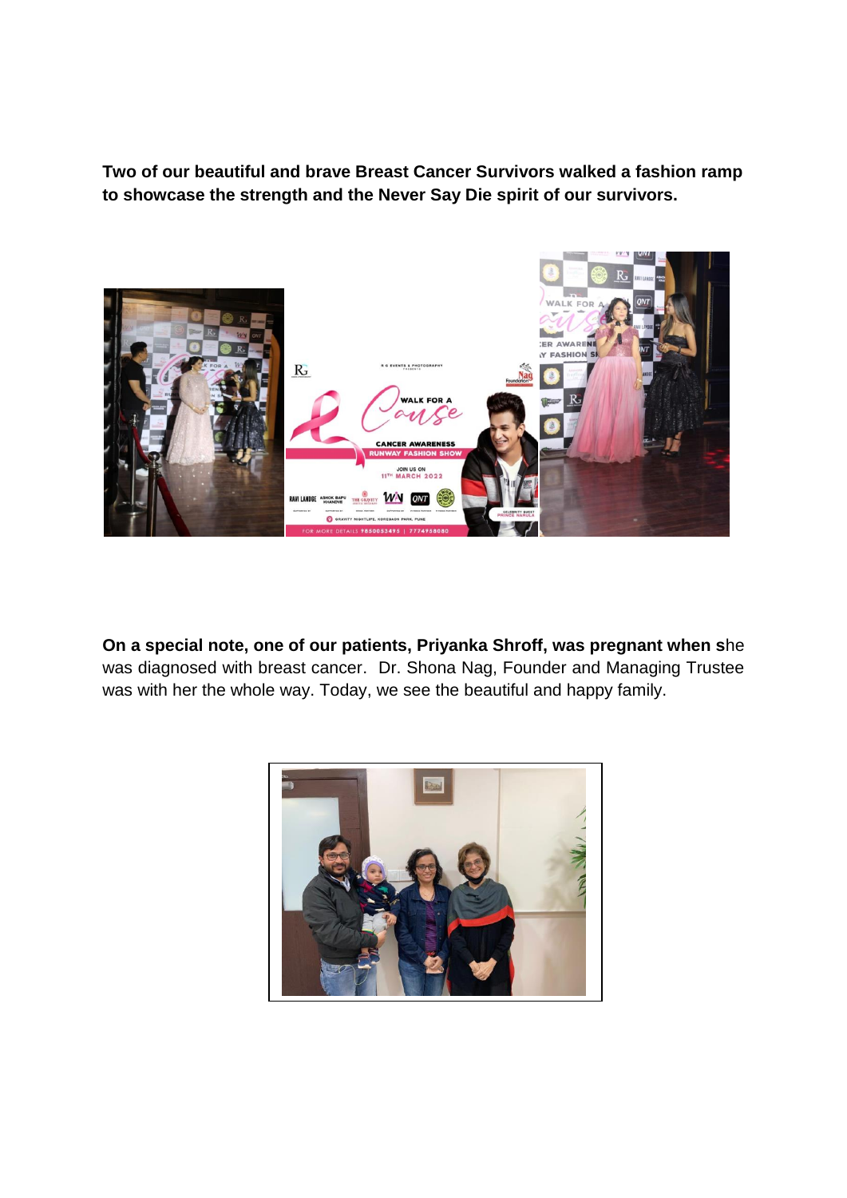**Two of our beautiful and brave Breast Cancer Survivors walked a fashion ramp to showcase the strength and the Never Say Die spirit of our survivors.**

**On a special note, one of our patients, Priyanka Shroff, was pregnant when s**he was diagnosed with breast cancer. Dr. Shona Nag, Founder and Managing Trustee was with her the whole way. Today, we see the beautiful and happy family.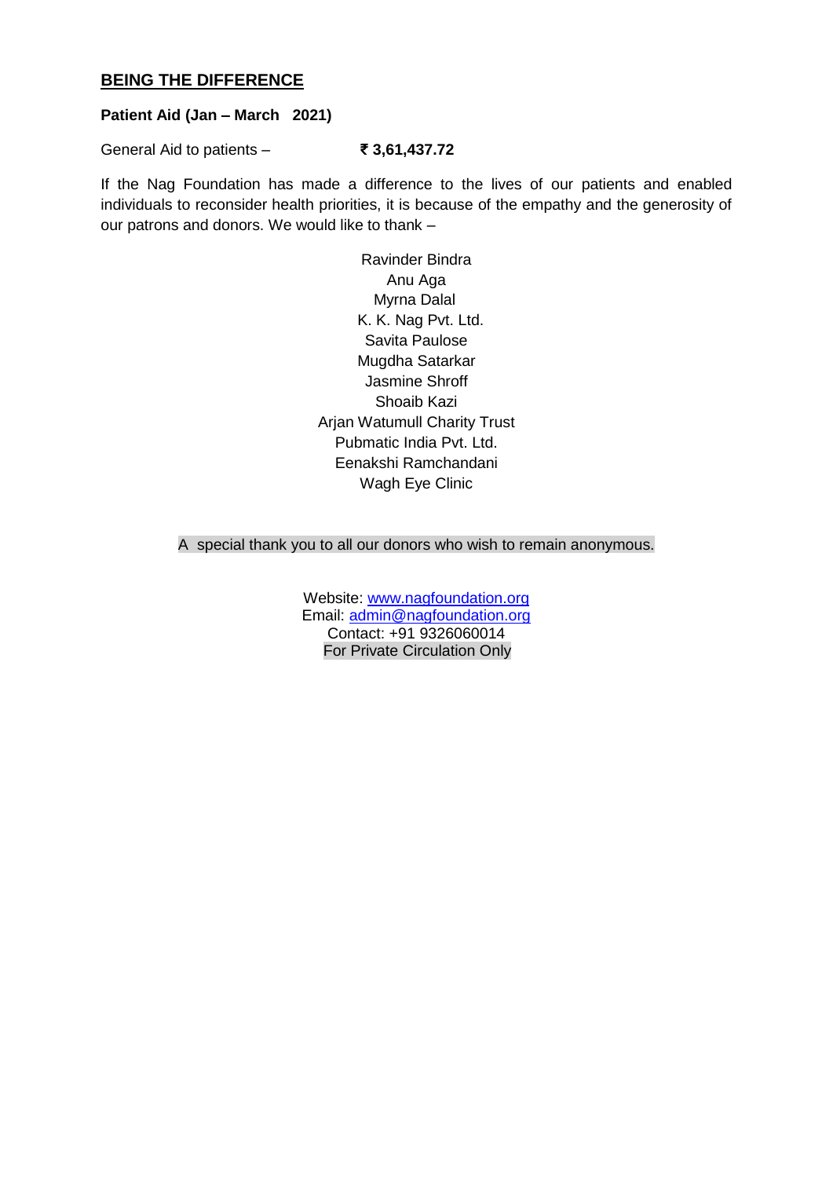## BEING THE DIFFERENCE

**Patient Aid (Jan – March 2021)**

General Aid to patients – **₹ 3,61,437.72**

If the Nag Foundation has made a difference to the lives of our patients and enabled individuals to reconsider health priorities, it is because of the empathy and the generosity of our patrons and donors. We would like to thank –

Ravinder Bindra
Anu Aga
Myrna Dalal
K. K. Nag Pvt. Ltd.
Savita Paulose
Mugdha Satarkar
Jasmine Shroff
Shoaib Kazi
Arjan Watumull Charity Trust
Pubmatic India Pvt. Ltd.
Eenakshi Ramchandani
Wagh Eye Clinic

A special thank you to all our donors who wish to remain anonymous.

Website: [www.nagfoundation.org](http://www.nagfoundation.org)
Email: [admin@nagfoundation.org](mailto:admin@nagfoundation.org)
Contact: +91 9326060014
For Private Circulation Only